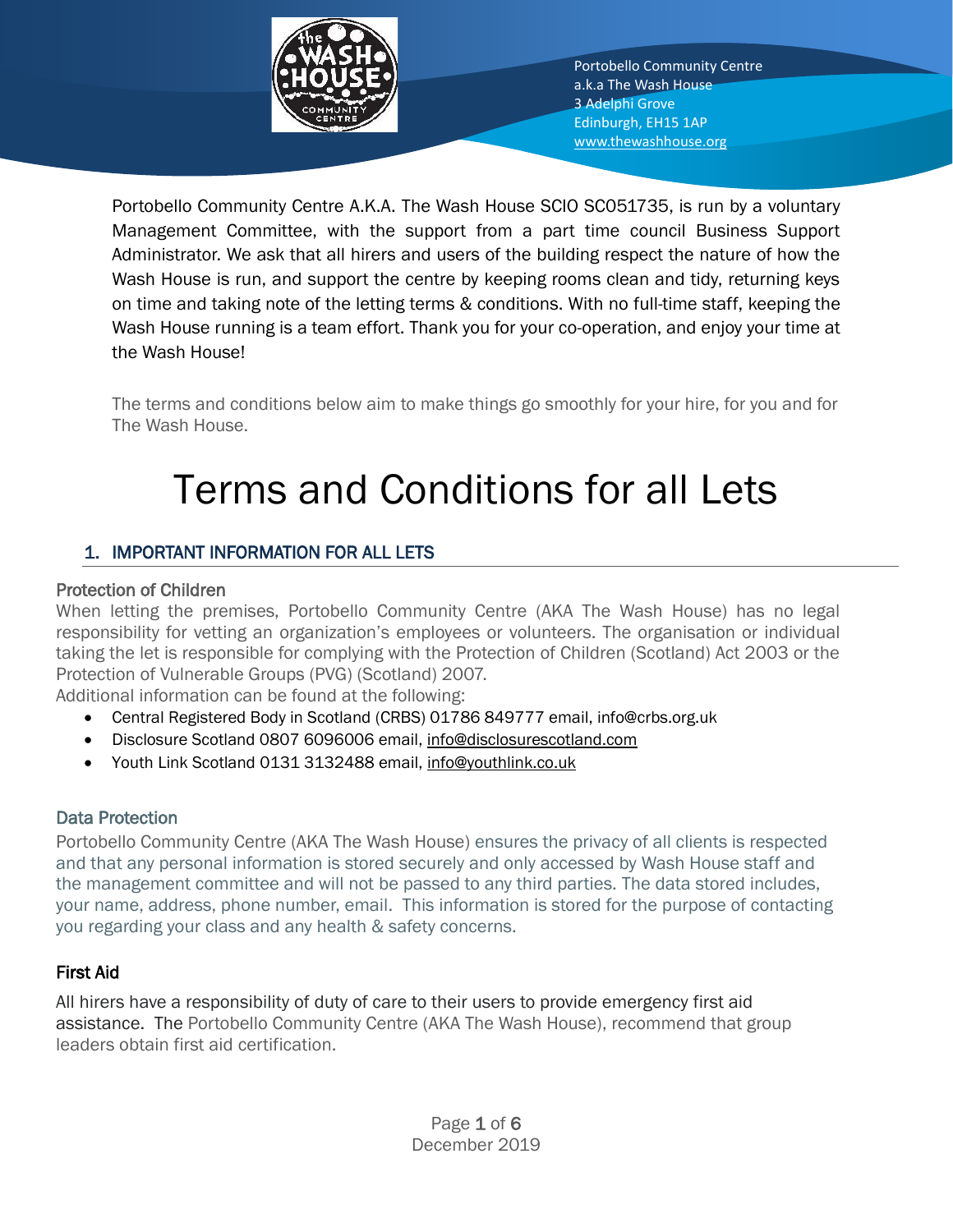Portobello Community Centre
a.k.a The Wash House
3 Adelphi Grove
Edinburgh, EH15 1AP
www.thewashhouse.org

Portobello Community Centre A.K.A. The Wash House SCIO SC051735, is run by a voluntary Management Committee, with the support from a part time council Business Support Administrator. We ask that all hirers and users of the building respect the nature of how the Wash House is run, and support the centre by keeping rooms clean and tidy, returning keys on time and taking note of the letting terms & conditions. With no full-time staff, keeping the Wash House running is a team effort. Thank you for your co-operation, and enjoy your time at the Wash House!

The terms and conditions below aim to make things go smoothly for your hire, for you and for The Wash House.

# Terms and Conditions for all Lets

## 1. IMPORTANT INFORMATION FOR ALL LETS

### Protection of Children

When letting the premises, Portobello Community Centre (AKA The Wash House) has no legal responsibility for vetting an organization's employees or volunteers. The organisation or individual taking the let is responsible for complying with the Protection of Children (Scotland) Act 2003 or the Protection of Vulnerable Groups (PVG) (Scotland) 2007.
Additional information can be found at the following:

- Central Registered Body in Scotland (CRBS) 01786 849777 email, info@crbs.org.uk
- Disclosure Scotland 0807 6096006 email, info@disclosurescotland.com
- Youth Link Scotland 0131 3132488 email, info@youthlink.co.uk

### Data Protection

Portobello Community Centre (AKA The Wash House) ensures the privacy of all clients is respected and that any personal information is stored securely and only accessed by Wash House staff and the management committee and will not be passed to any third parties. The data stored includes, your name, address, phone number, email. This information is stored for the purpose of contacting you regarding your class and any health & safety concerns.

### First Aid

All hirers have a responsibility of duty of care to their users to provide emergency first aid assistance. The Portobello Community Centre (AKA The Wash House), recommend that group leaders obtain first aid certification.

December 2019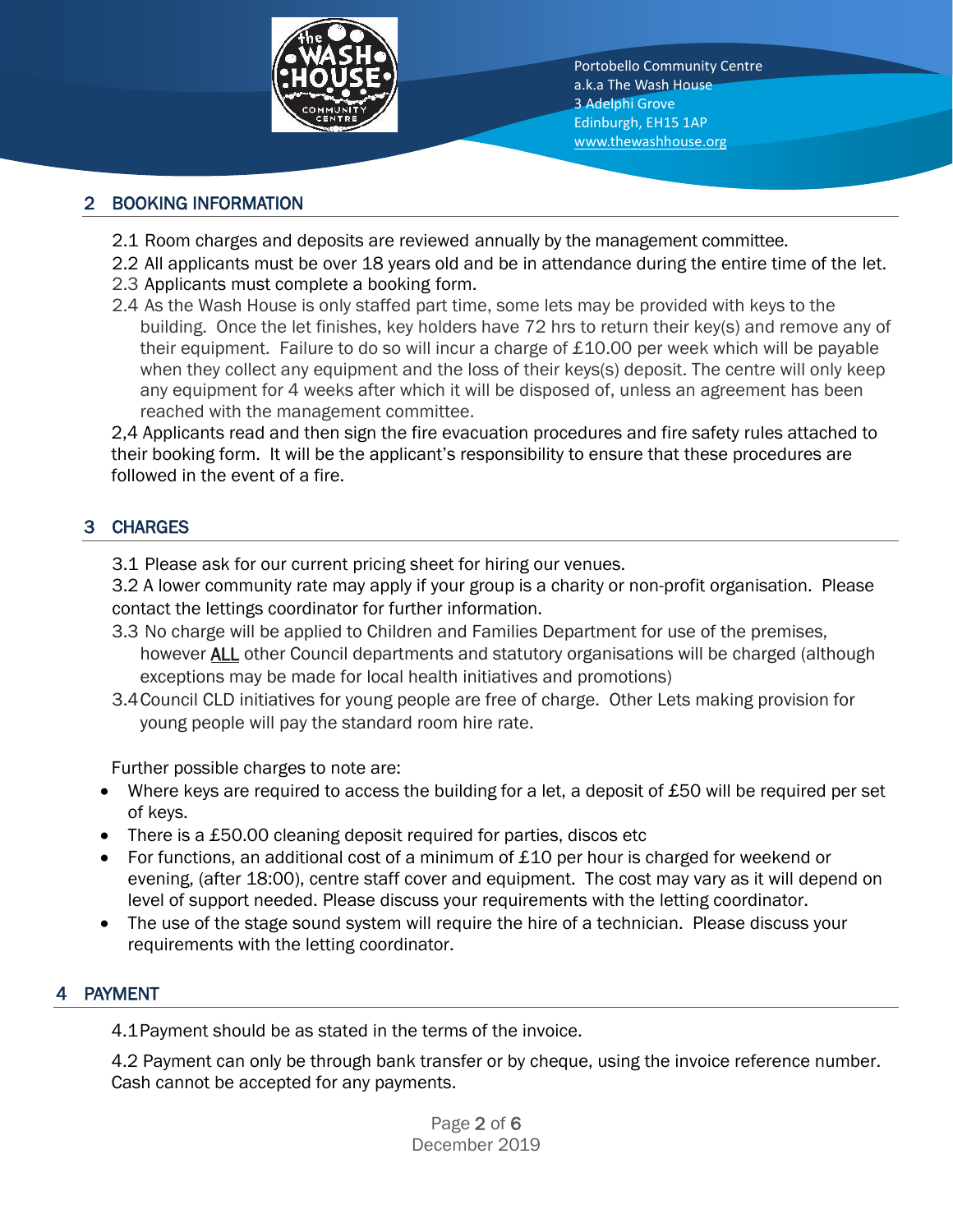## 2 BOOKING INFORMATION

2.1 Room charges and deposits are reviewed annually by the management committee.

2.2 All applicants must be over 18 years old and be in attendance during the entire time of the let.

2.3 Applicants must complete a booking form.

2.4 As the Wash House is only staffed part time, some lets may be provided with keys to the building. Once the let finishes, key holders have 72 hrs to return their key(s) and remove any of their equipment. Failure to do so will incur a charge of £10.00 per week which will be payable when they collect any equipment and the loss of their keys(s) deposit. The centre will only keep any equipment for 4 weeks after which it will be disposed of, unless an agreement has been reached with the management committee.

2,4 Applicants read and then sign the fire evacuation procedures and fire safety rules attached to their booking form. It will be the applicant's responsibility to ensure that these procedures are followed in the event of a fire.

## 3 CHARGES

3.1 Please ask for our current pricing sheet for hiring our venues.

3.2 A lower community rate may apply if your group is a charity or non-profit organisation. Please contact the lettings coordinator for further information.

3.3 No charge will be applied to Children and Families Department for use of the premises, however <u>ALL</u> other Council departments and statutory organisations will be charged (although exceptions may be made for local health initiatives and promotions)

3.4 Council CLD initiatives for young people are free of charge. Other Lets making provision for young people will pay the standard room hire rate.

Further possible charges to note are:

- Where keys are required to access the building for a let, a deposit of £50 will be required per set of keys.
- There is a £50.00 cleaning deposit required for parties, discos etc
- For functions, an additional cost of a minimum of £10 per hour is charged for weekend or evening, (after 18:00), centre staff cover and equipment. The cost may vary as it will depend on level of support needed. Please discuss your requirements with the letting coordinator.
- The use of the stage sound system will require the hire of a technician. Please discuss your requirements with the letting coordinator.

## 4 PAYMENT

4.1 Payment should be as stated in the terms of the invoice.

4.2 Payment can only be through bank transfer or by cheque, using the invoice reference number. Cash cannot be accepted for any payments.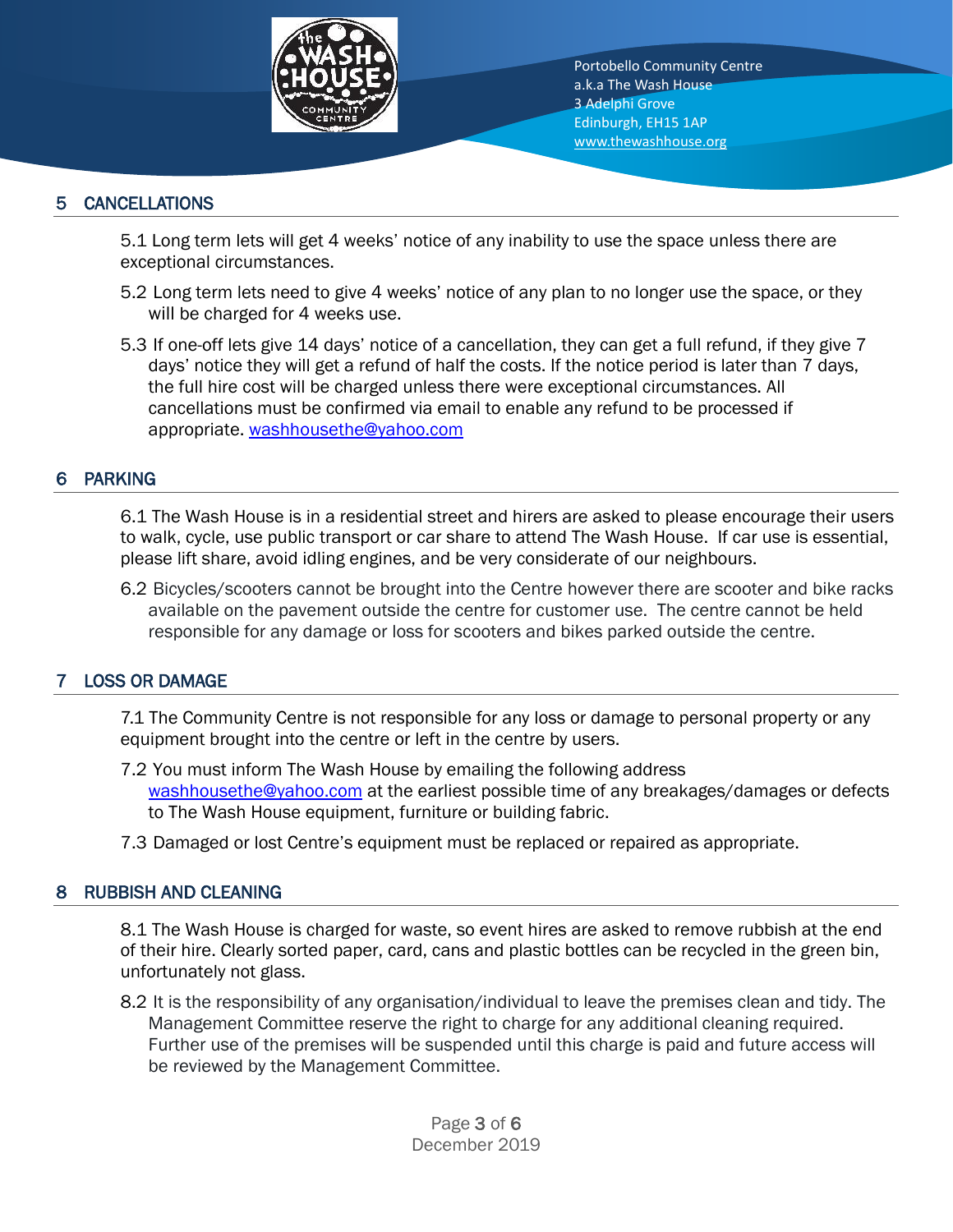## 5 CANCELLATIONS

5.1 Long term lets will get 4 weeks' notice of any inability to use the space unless there are exceptional circumstances.

5.2 Long term lets need to give 4 weeks' notice of any plan to no longer use the space, or they will be charged for 4 weeks use.

5.3 If one-off lets give 14 days' notice of a cancellation, they can get a full refund, if they give 7 days' notice they will get a refund of half the costs. If the notice period is later than 7 days, the full hire cost will be charged unless there were exceptional circumstances. All cancellations must be confirmed via email to enable any refund to be processed if appropriate. washhousethe@yahoo.com

## 6 PARKING

6.1 The Wash House is in a residential street and hirers are asked to please encourage their users to walk, cycle, use public transport or car share to attend The Wash House. If car use is essential, please lift share, avoid idling engines, and be very considerate of our neighbours.

6.2 Bicycles/scooters cannot be brought into the Centre however there are scooter and bike racks available on the pavement outside the centre for customer use. The centre cannot be held responsible for any damage or loss for scooters and bikes parked outside the centre.

## 7 LOSS OR DAMAGE

7.1 The Community Centre is not responsible for any loss or damage to personal property or any equipment brought into the centre or left in the centre by users.

7.2 You must inform The Wash House by emailing the following address washhousethe@yahoo.com at the earliest possible time of any breakages/damages or defects to The Wash House equipment, furniture or building fabric.

7.3 Damaged or lost Centre's equipment must be replaced or repaired as appropriate.

## 8 RUBBISH AND CLEANING

8.1 The Wash House is charged for waste, so event hires are asked to remove rubbish at the end of their hire. Clearly sorted paper, card, cans and plastic bottles can be recycled in the green bin, unfortunately not glass.

8.2 It is the responsibility of any organisation/individual to leave the premises clean and tidy. The Management Committee reserve the right to charge for any additional cleaning required. Further use of the premises will be suspended until this charge is paid and future access will be reviewed by the Management Committee.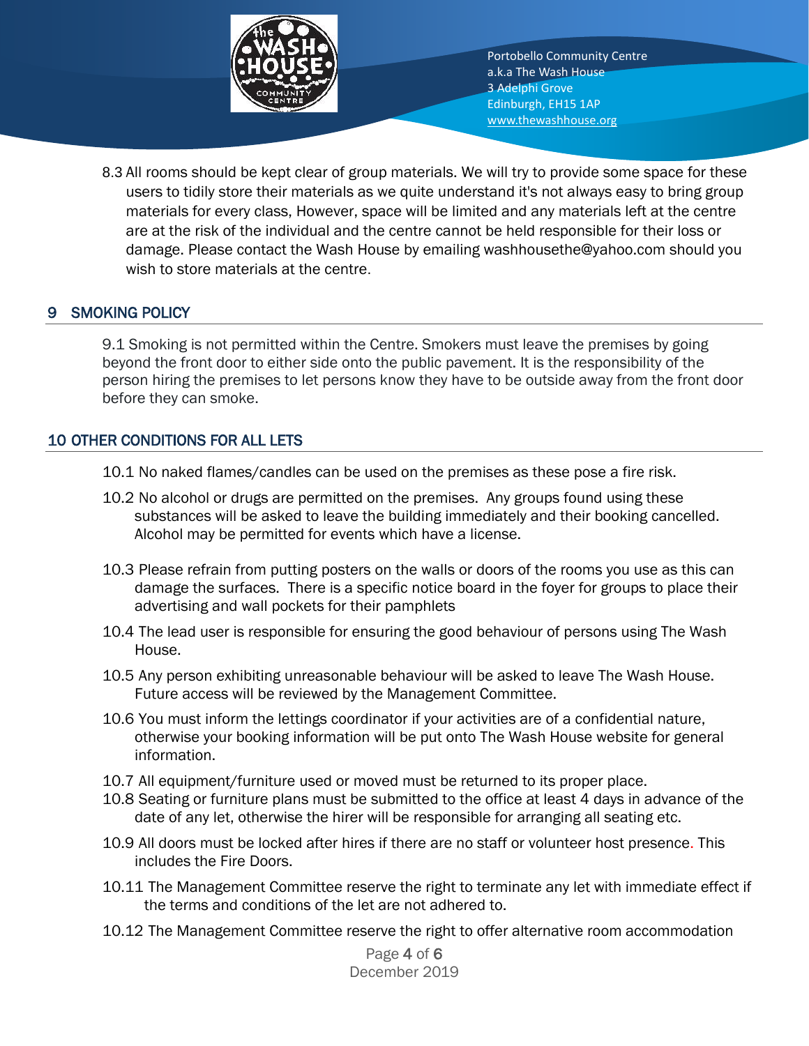8.3 All rooms should be kept clear of group materials. We will try to provide some space for these users to tidily store their materials as we quite understand it's not always easy to bring group materials for every class, However, space will be limited and any materials left at the centre are at the risk of the individual and the centre cannot be held responsible for their loss or damage. Please contact the Wash House by emailing washhousethe@yahoo.com should you wish to store materials at the centre.

## 9 SMOKING POLICY

9.1 Smoking is not permitted within the Centre. Smokers must leave the premises by going beyond the front door to either side onto the public pavement. It is the responsibility of the person hiring the premises to let persons know they have to be outside away from the front door before they can smoke.

## 10 OTHER CONDITIONS FOR ALL LETS

10.1 No naked flames/candles can be used on the premises as these pose a fire risk.

10.2 No alcohol or drugs are permitted on the premises. Any groups found using these substances will be asked to leave the building immediately and their booking cancelled. Alcohol may be permitted for events which have a license.

10.3 Please refrain from putting posters on the walls or doors of the rooms you use as this can damage the surfaces. There is a specific notice board in the foyer for groups to place their advertising and wall pockets for their pamphlets

10.4 The lead user is responsible for ensuring the good behaviour of persons using The Wash House.

10.5 Any person exhibiting unreasonable behaviour will be asked to leave The Wash House. Future access will be reviewed by the Management Committee.

10.6 You must inform the lettings coordinator if your activities are of a confidential nature, otherwise your booking information will be put onto The Wash House website for general information.

10.7 All equipment/furniture used or moved must be returned to its proper place.

10.8 Seating or furniture plans must be submitted to the office at least 4 days in advance of the date of any let, otherwise the hirer will be responsible for arranging all seating etc.

10.9 All doors must be locked after hires if there are no staff or volunteer host presence. This includes the Fire Doors.

10.11 The Management Committee reserve the right to terminate any let with immediate effect if the terms and conditions of the let are not adhered to.

10.12 The Management Committee reserve the right to offer alternative room accommodation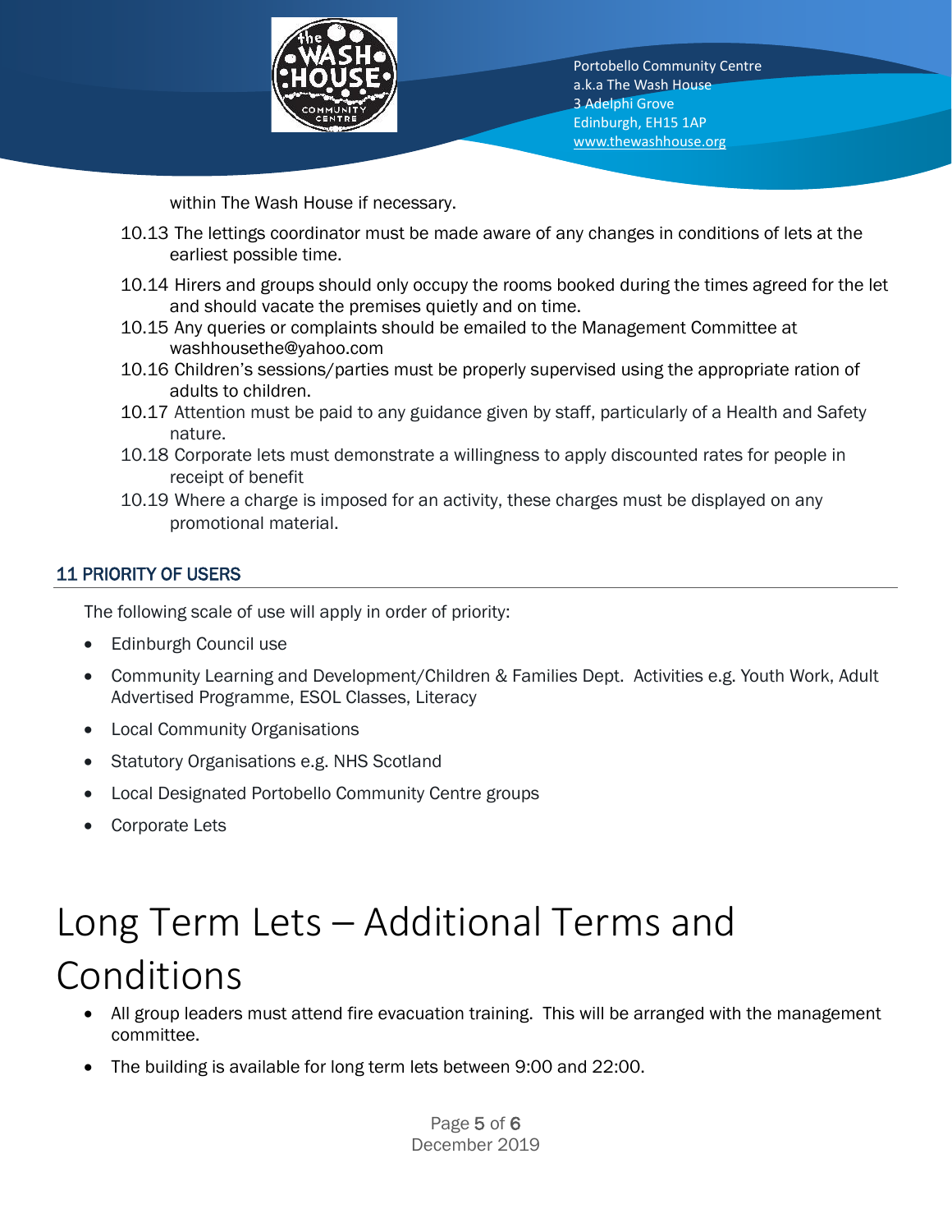within The Wash House if necessary.

10.13 The lettings coordinator must be made aware of any changes in conditions of lets at the earliest possible time.

10.14 Hirers and groups should only occupy the rooms booked during the times agreed for the let and should vacate the premises quietly and on time.

10.15 Any queries or complaints should be emailed to the Management Committee at washhousethe@yahoo.com

10.16 Children's sessions/parties must be properly supervised using the appropriate ration of adults to children.

10.17 Attention must be paid to any guidance given by staff, particularly of a Health and Safety nature.

10.18 Corporate lets must demonstrate a willingness to apply discounted rates for people in receipt of benefit

10.19 Where a charge is imposed for an activity, these charges must be displayed on any promotional material.

## 11 PRIORITY OF USERS

The following scale of use will apply in order of priority:

- Edinburgh Council use
- Community Learning and Development/Children & Families Dept. Activities e.g. Youth Work, Adult Advertised Programme, ESOL Classes, Literacy
- Local Community Organisations
- Statutory Organisations e.g. NHS Scotland
- Local Designated Portobello Community Centre groups
- Corporate Lets

# Long Term Lets – Additional Terms and Conditions

- All group leaders must attend fire evacuation training. This will be arranged with the management committee.
- The building is available for long term lets between 9:00 and 22:00.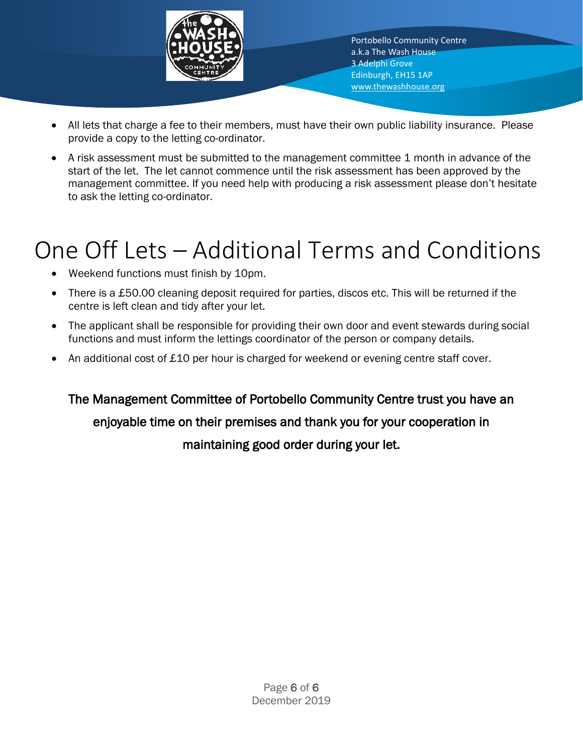- All lets that charge a fee to their members, must have their own public liability insurance. Please provide a copy to the letting co-ordinator.
- A risk assessment must be submitted to the management committee 1 month in advance of the start of the let. The let cannot commence until the risk assessment has been approved by the management committee. If you need help with producing a risk assessment please don't hesitate to ask the letting co-ordinator.

# One Off Lets – Additional Terms and Conditions

- Weekend functions must finish by 10pm.
- There is a £50.00 cleaning deposit required for parties, discos etc. This will be returned if the centre is left clean and tidy after your let.
- The applicant shall be responsible for providing their own door and event stewards during social functions and must inform the lettings coordinator of the person or company details.
- An additional cost of £10 per hour is charged for weekend or evening centre staff cover.

The Management Committee of Portobello Community Centre trust you have an enjoyable time on their premises and thank you for your cooperation in maintaining good order during your let.